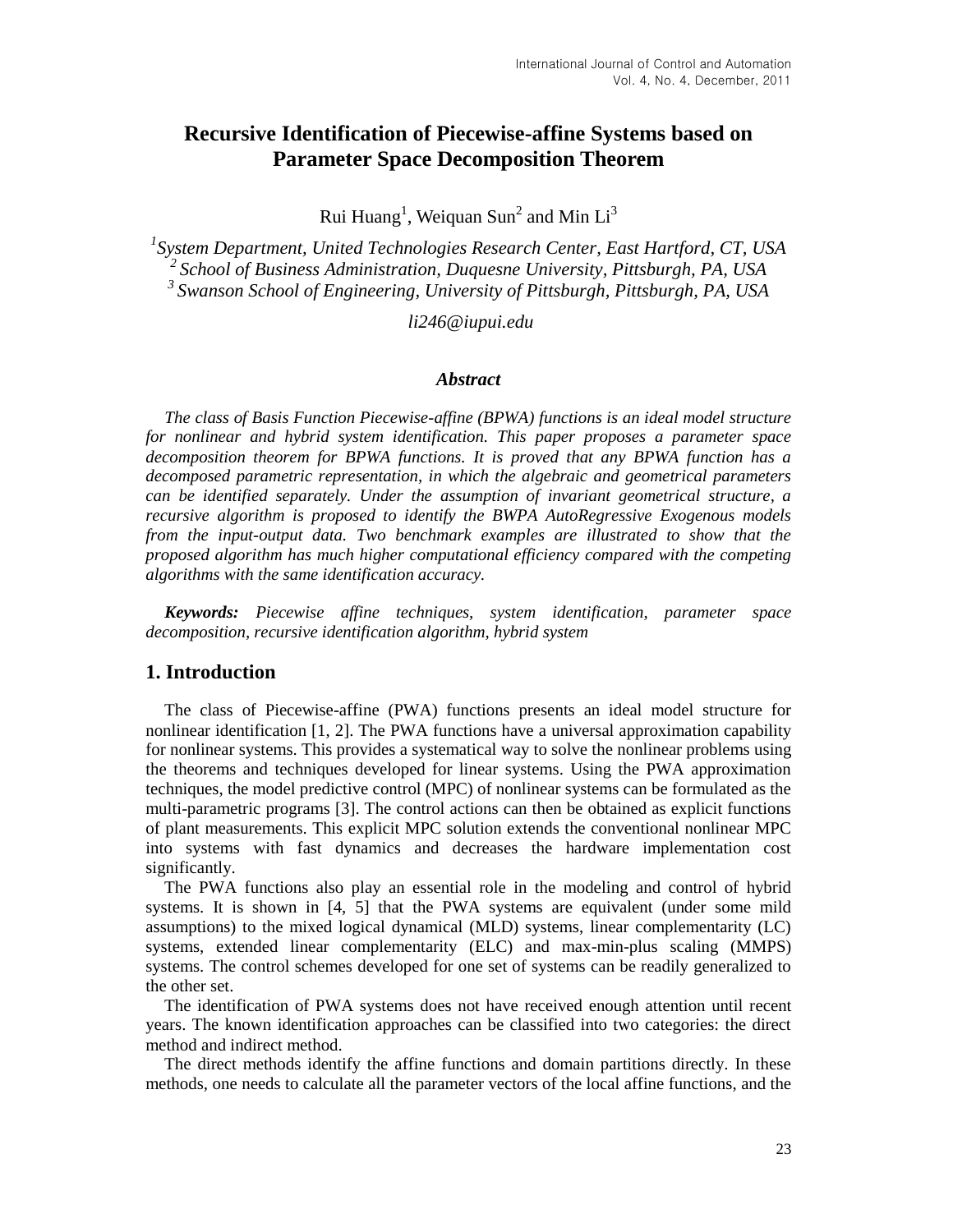# Recursive Identification of Piecewise-affine Systems based on Parameter Space Decomposition Theorem

Rui Huang[1], Weiquan Sun[2] and Min Li[3]

[1]*System Department, United Technologies Research Center, East Hartford, CT, USA*
[2]*School of Business Administration, Duquesne University, Pittsburgh, PA, USA*
[3]*Swanson School of Engineering, University of Pittsburgh, Pittsburgh, PA, USA*

*li246@iupui.edu*

### *Abstract*

*The class of Basis Function Piecewise-affine (BPWA) functions is an ideal model structure for nonlinear and hybrid system identification. This paper proposes a parameter space decomposition theorem for BPWA functions. It is proved that any BPWA function has a decomposed parametric representation, in which the algebraic and geometrical parameters can be identified separately. Under the assumption of invariant geometrical structure, a recursive algorithm is proposed to identify the BWPA AutoRegressive Exogenous models from the input-output data. Two benchmark examples are illustrated to show that the proposed algorithm has much higher computational efficiency compared with the competing algorithms with the same identification accuracy.*

***Keywords:*** *Piecewise affine techniques, system identification, parameter space decomposition, recursive identification algorithm, hybrid system*

## 1. Introduction

The class of Piecewise-affine (PWA) functions presents an ideal model structure for nonlinear identification [1, 2]. The PWA functions have a universal approximation capability for nonlinear systems. This provides a systematical way to solve the nonlinear problems using the theorems and techniques developed for linear systems. Using the PWA approximation techniques, the model predictive control (MPC) of nonlinear systems can be formulated as the multi-parametric programs [3]. The control actions can then be obtained as explicit functions of plant measurements. This explicit MPC solution extends the conventional nonlinear MPC into systems with fast dynamics and decreases the hardware implementation cost significantly.

The PWA functions also play an essential role in the modeling and control of hybrid systems. It is shown in [4, 5] that the PWA systems are equivalent (under some mild assumptions) to the mixed logical dynamical (MLD) systems, linear complementarity (LC) systems, extended linear complementarity (ELC) and max-min-plus scaling (MMPS) systems. The control schemes developed for one set of systems can be readily generalized to the other set.

The identification of PWA systems does not have received enough attention until recent years. The known identification approaches can be classified into two categories: the direct method and indirect method.

The direct methods identify the affine functions and domain partitions directly. In these methods, one needs to calculate all the parameter vectors of the local affine functions, and the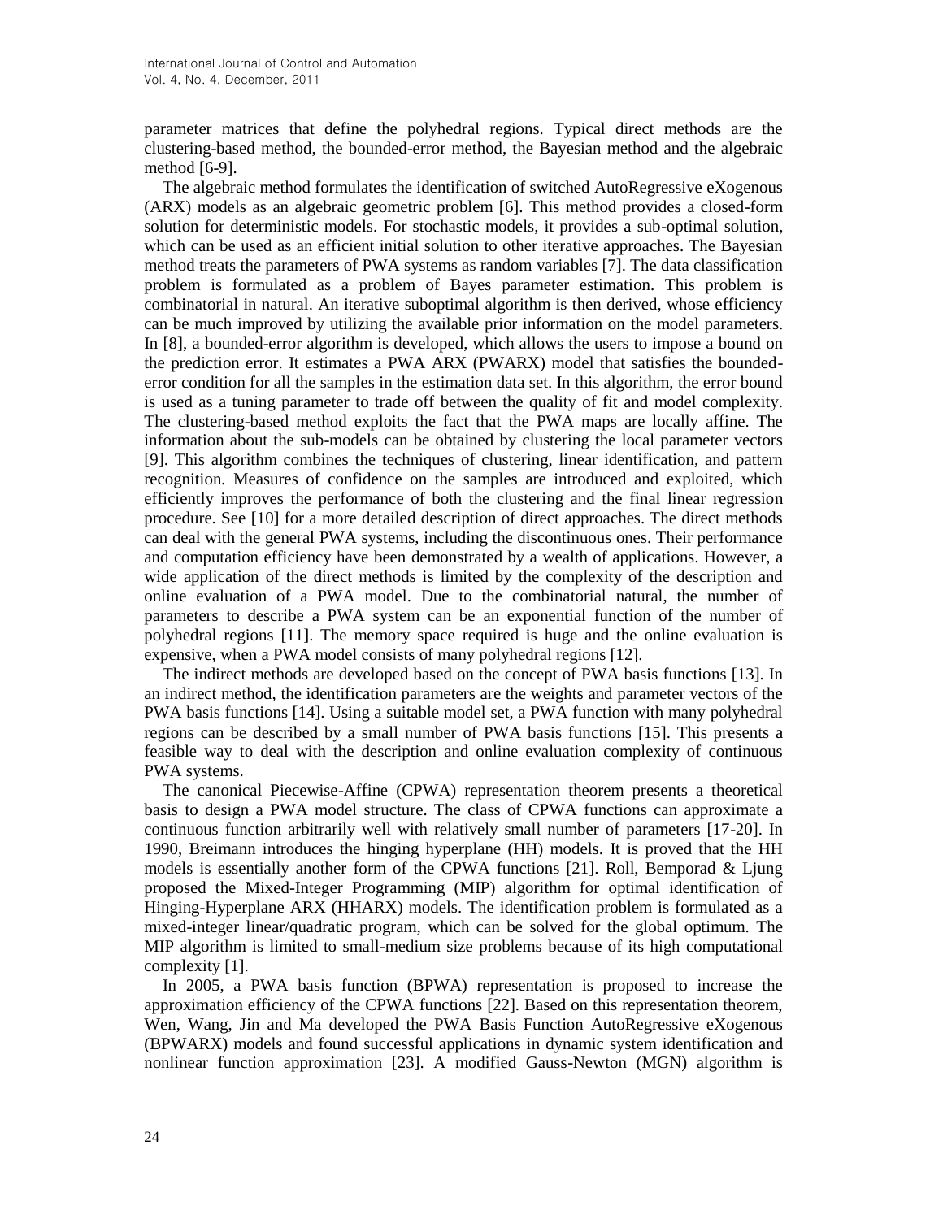parameter matrices that define the polyhedral regions. Typical direct methods are the clustering-based method, the bounded-error method, the Bayesian method and the algebraic method [6-9].

The algebraic method formulates the identification of switched AutoRegressive eXogenous (ARX) models as an algebraic geometric problem [6]. This method provides a closed-form solution for deterministic models. For stochastic models, it provides a sub-optimal solution, which can be used as an efficient initial solution to other iterative approaches. The Bayesian method treats the parameters of PWA systems as random variables [7]. The data classification problem is formulated as a problem of Bayes parameter estimation. This problem is combinatorial in natural. An iterative suboptimal algorithm is then derived, whose efficiency can be much improved by utilizing the available prior information on the model parameters. In [8], a bounded-error algorithm is developed, which allows the users to impose a bound on the prediction error. It estimates a PWA ARX (PWARX) model that satisfies the bounded-error condition for all the samples in the estimation data set. In this algorithm, the error bound is used as a tuning parameter to trade off between the quality of fit and model complexity. The clustering-based method exploits the fact that the PWA maps are locally affine. The information about the sub-models can be obtained by clustering the local parameter vectors [9]. This algorithm combines the techniques of clustering, linear identification, and pattern recognition. Measures of confidence on the samples are introduced and exploited, which efficiently improves the performance of both the clustering and the final linear regression procedure. See [10] for a more detailed description of direct approaches. The direct methods can deal with the general PWA systems, including the discontinuous ones. Their performance and computation efficiency have been demonstrated by a wealth of applications. However, a wide application of the direct methods is limited by the complexity of the description and online evaluation of a PWA model. Due to the combinatorial natural, the number of parameters to describe a PWA system can be an exponential function of the number of polyhedral regions [11]. The memory space required is huge and the online evaluation is expensive, when a PWA model consists of many polyhedral regions [12].

The indirect methods are developed based on the concept of PWA basis functions [13]. In an indirect method, the identification parameters are the weights and parameter vectors of the PWA basis functions [14]. Using a suitable model set, a PWA function with many polyhedral regions can be described by a small number of PWA basis functions [15]. This presents a feasible way to deal with the description and online evaluation complexity of continuous PWA systems.

The canonical Piecewise-Affine (CPWA) representation theorem presents a theoretical basis to design a PWA model structure. The class of CPWA functions can approximate a continuous function arbitrarily well with relatively small number of parameters [17-20]. In 1990, Breimann introduces the hinging hyperplane (HH) models. It is proved that the HH models is essentially another form of the CPWA functions [21]. Roll, Bemporad & Ljung proposed the Mixed-Integer Programming (MIP) algorithm for optimal identification of Hinging-Hyperplane ARX (HHARX) models. The identification problem is formulated as a mixed-integer linear/quadratic program, which can be solved for the global optimum. The MIP algorithm is limited to small-medium size problems because of its high computational complexity [1].

In 2005, a PWA basis function (BPWA) representation is proposed to increase the approximation efficiency of the CPWA functions [22]. Based on this representation theorem, Wen, Wang, Jin and Ma developed the PWA Basis Function AutoRegressive eXogenous (BPWARX) models and found successful applications in dynamic system identification and nonlinear function approximation [23]. A modified Gauss-Newton (MGN) algorithm is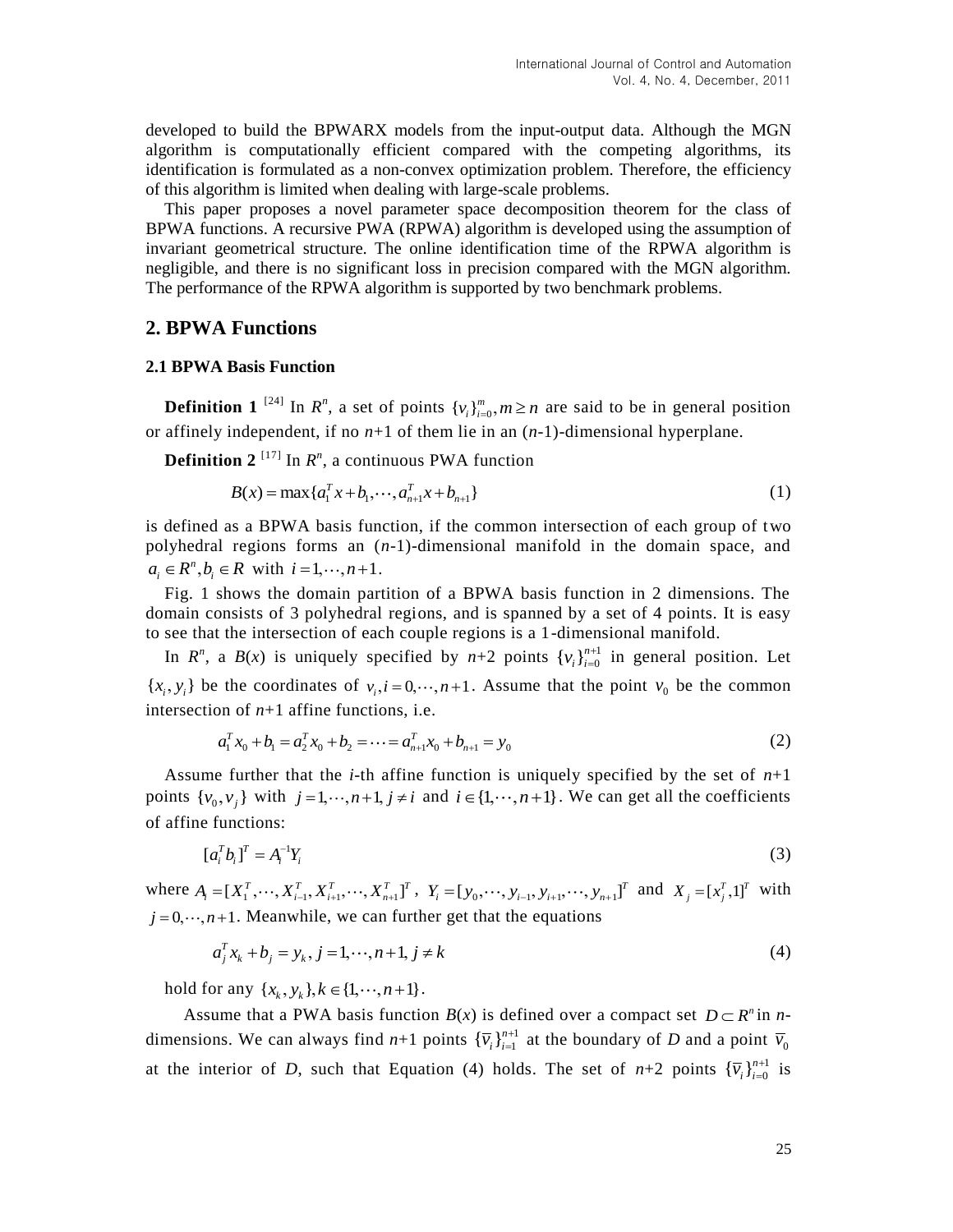developed to build the BPWARX models from the input-output data. Although the MGN algorithm is computationally efficient compared with the competing algorithms, its identification is formulated as a non-convex optimization problem. Therefore, the efficiency of this algorithm is limited when dealing with large-scale problems.

This paper proposes a novel parameter space decomposition theorem for the class of BPWA functions. A recursive PWA (RPWA) algorithm is developed using the assumption of invariant geometrical structure. The online identification time of the RPWA algorithm is negligible, and there is no significant loss in precision compared with the MGN algorithm. The performance of the RPWA algorithm is supported by two benchmark problems.

## 2. BPWA Functions

### 2.1 BPWA Basis Function

**Definition 1** [24] In $R^n$, a set of points $\{v_i\}_{i=0}^{m}, m \geq n$ are said to be in general position or affinely independent, if no $n$+1 of them lie in an ($n$-1)-dimensional hyperplane.

**Definition 2** [17] In $R^n$, a continuous PWA function

$$B(x) = \max\{a_1^T x + b_1, \cdots, a_{n+1}^T x + b_{n+1}\} \tag{1}$$

is defined as a BPWA basis function, if the common intersection of each group of two polyhedral regions forms an ($n$-1)-dimensional manifold in the domain space, and $a_i \in R^n, b_i \in R$ with $i = 1, \cdots, n+1$.

Fig. 1 shows the domain partition of a BPWA basis function in 2 dimensions. The domain consists of 3 polyhedral regions, and is spanned by a set of 4 points. It is easy to see that the intersection of each couple regions is a 1-dimensional manifold.

In $R^n$, a $B(x)$ is uniquely specified by $n$+2 points $\{v_i\}_{i=0}^{n+1}$ in general position. Let $\{x_i, y_i\}$ be the coordinates of $v_i, i = 0, \cdots, n+1$. Assume that the point $v_0$ be the common intersection of $n$+1 affine functions, i.e.

$$a_1^T x_0 + b_1 = a_2^T x_0 + b_2 = \cdots = a_{n+1}^T x_0 + b_{n+1} = y_0 \tag{2}$$

Assume further that the $i$-th affine function is uniquely specified by the set of $n$+1 points $\{v_0, v_j\}$ with $j = 1, \cdots, n+1, j \neq i$ and $i \in \{1, \cdots, n+1\}$. We can get all the coefficients of affine functions:

$$[a_i^T b_i]^T = A_i^{-1} Y_i \tag{3}$$

where $A_i = [X_1^T, \cdots, X_{i-1}^T, X_{i+1}^T, \cdots, X_{n+1}^T]^T$, $Y_i = [y_0, \cdots, y_{i-1}, y_{i+1}, \cdots, y_{n+1}]^T$ and $X_j = [x_j^T, 1]^T$ with $j = 0, \cdots, n+1$. Meanwhile, we can further get that the equations

$$a_j^T x_k + b_j = y_k, j = 1, \cdots, n+1, j \neq k \tag{4}$$

hold for any $\{x_k, y_k\}, k \in \{1, \cdots, n+1\}$.

Assume that a PWA basis function $B(x)$ is defined over a compact set $D \subset R^n$ in $n$-dimensions. We can always find $n$+1 points $\{\overline{v}_i\}_{i=1}^{n+1}$ at the boundary of $D$ and a point $\overline{v}_0$ at the interior of $D$, such that Equation (4) holds. The set of $n$+2 points $\{\overline{v}_i\}_{i=0}^{n+1}$ is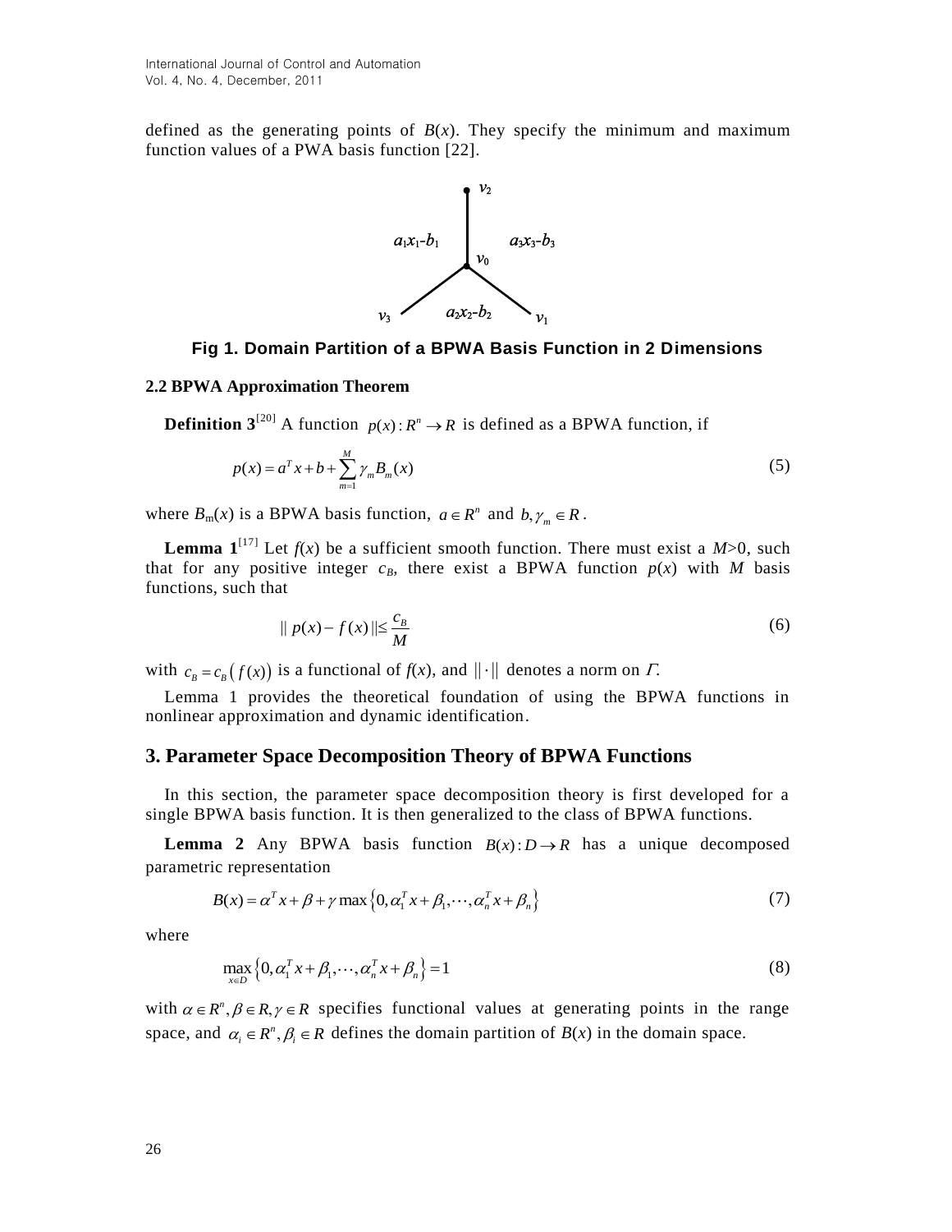defined as the generating points of $B(x)$. They specify the minimum and maximum function values of a PWA basis function [22].

Fig 1. Domain Partition of a BPWA Basis Function in 2 Dimensions

### 2.2 BPWA Approximation Theorem

**Definition 3**[20] A function $p(x): R^n \to R$ is defined as a BPWA function, if

$$p(x) = a^T x + b + \sum_{m=1}^{M} \gamma_m B_m(x) \tag{5}$$

where $B_m(x)$ is a BPWA basis function, $a \in R^n$ and $b, \gamma_m \in R$.

**Lemma 1**[17] Let $f(x)$ be a sufficient smooth function. There must exist a $M>0$, such that for any positive integer $c_B$, there exist a BPWA function $p(x)$ with $M$ basis functions, such that

$$\| p(x) - f(x) \| \leq \frac{c_B}{M} \tag{6}$$

with $c_B = c_B\left(f(x)\right)$ is a functional of $f(x)$, and $\|\cdot\|$ denotes a norm on $\Gamma$.

Lemma 1 provides the theoretical foundation of using the BPWA functions in nonlinear approximation and dynamic identification.

## 3. Parameter Space Decomposition Theory of BPWA Functions

In this section, the parameter space decomposition theory is first developed for a single BPWA basis function. It is then generalized to the class of BPWA functions.

**Lemma 2** Any BPWA basis function $B(x): D \to R$ has a unique decomposed parametric representation

$$B(x) = \alpha^T x + \beta + \gamma \max\left\{0, \alpha_1^T x + \beta_1, \cdots, \alpha_n^T x + \beta_n\right\} \tag{7}$$

where

$$\max_{x \in D}\left\{0, \alpha_1^T x + \beta_1, \cdots, \alpha_n^T x + \beta_n\right\} = 1 \tag{8}$$

with $\alpha \in R^n, \beta \in R, \gamma \in R$ specifies functional values at generating points in the range space, and $\alpha_i \in R^n, \beta_i \in R$ defines the domain partition of $B(x)$ in the domain space.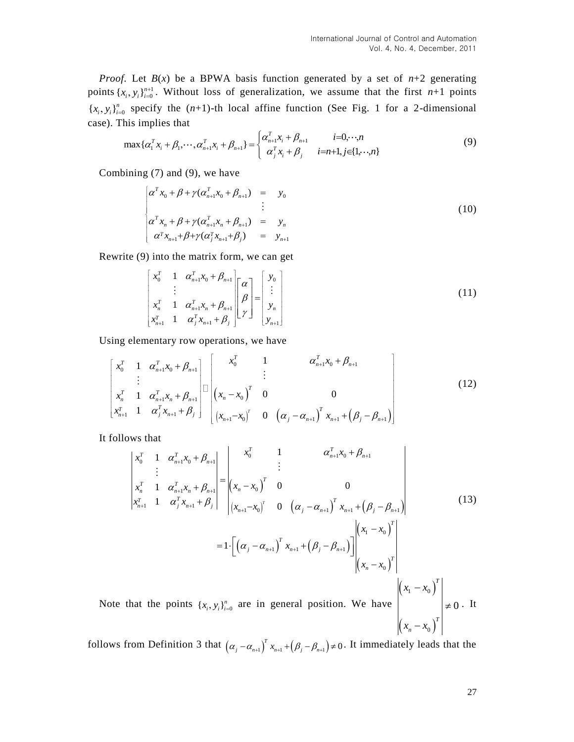*Proof*. Let $B(x)$ be a BPWA basis function generated by a set of $n$+2 generating points $\{x_i, y_i\}_{i=0}^{n+1}$. Without loss of generalization, we assume that the first $n$+1 points $\{x_i, y_i\}_{i=0}^{n}$ specify the ($n$+1)-th local affine function (See Fig. 1 for a 2-dimensional case). This implies that

$$\max\{\alpha_1^T x_i + \beta_1, \cdots, \alpha_{n+1}^T x_i + \beta_{n+1}\} = \begin{cases} \alpha_{n+1}^T x_i + \beta_{n+1} & i=0,\cdots,n \\ \alpha_j^T x_i + \beta_j & i=n+1, j\in\{1,\cdots,n\} \end{cases} \tag{9}$$

Combining (7) and (9), we have

$$\begin{cases} \alpha^T x_0 + \beta + \gamma(\alpha_{n+1}^T x_0 + \beta_{n+1}) & = & y_0 \\ & \vdots & \\ \alpha^T x_n + \beta + \gamma(\alpha_{n+1}^T x_n + \beta_{n+1}) & = & y_n \\ \alpha^T x_{n+1} + \beta + \gamma(\alpha_j^T x_{n+1} + \beta_j) & = & y_{n+1} \end{cases} \tag{10}$$

Rewrite (9) into the matrix form, we can get

$$\begin{bmatrix} x_0^T & 1 & \alpha_{n+1}^T x_0 + \beta_{n+1} \\ & \vdots & \\ x_n^T & 1 & \alpha_{n+1}^T x_n + \beta_{n+1} \\ x_{n+1}^T & 1 & \alpha_j^T x_{n+1} + \beta_j \end{bmatrix} \begin{bmatrix} \alpha \\ \beta \\ \gamma \end{bmatrix} = \begin{bmatrix} y_0 \\ \vdots \\ y_n \\ y_{n+1} \end{bmatrix} \tag{11}$$

Using elementary row operations, we have

$$\begin{bmatrix} x_0^T & 1 & \alpha_{n+1}^T x_0 + \beta_{n+1} \\ & \vdots & \\ x_n^T & 1 & \alpha_{n+1}^T x_n + \beta_{n+1} \\ x_{n+1}^T & 1 & \alpha_j^T x_{n+1} + \beta_j \end{bmatrix} \square \begin{bmatrix} x_0^T & 1 & \alpha_{n+1}^T x_0 + \beta_{n+1} \\ & \vdots & \\ (x_n - x_0)^T & 0 & 0 \\ (x_{n+1} - x_0)^T & 0 & (\alpha_j - \alpha_{n+1})^T x_{n+1} + (\beta_j - \beta_{n+1}) \end{bmatrix} \tag{12}$$

It follows that

$$\begin{vmatrix} x_0^T & 1 & \alpha_{n+1}^T x_0 + \beta_{n+1} \\ & \vdots & \\ x_n^T & 1 & \alpha_{n+1}^T x_n + \beta_{n+1} \\ x_{n+1}^T & 1 & \alpha_j^T x_{n+1} + \beta_j \end{vmatrix} = \begin{vmatrix} x_0^T & 1 & \alpha_{n+1}^T x_0 + \beta_{n+1} \\ & \vdots & \\ (x_n - x_0)^T & 0 & 0 \\ (x_{n+1} - x_0)^T & 0 & (\alpha_j - \alpha_{n+1})^T x_{n+1} + (\beta_j - \beta_{n+1}) \end{vmatrix}$$
$$= 1 \cdot \left[ (\alpha_j - \alpha_{n+1})^T x_{n+1} + (\beta_j - \beta_{n+1}) \right] \begin{vmatrix} (x_1 - x_0)^T \\ \\ (x_n - x_0)^T \end{vmatrix} \tag{13}$$

Note that the points $\{x_i, y_i\}_{i=0}^{n}$ are in general position. We have $\begin{vmatrix} (x_1 - x_0)^T \\ \\ (x_n - x_0)^T \end{vmatrix} \neq 0$. It follows from Definition 3 that $(\alpha_j - \alpha_{n+1})^T x_{n+1} + (\beta_j - \beta_{n+1}) \neq 0$. It immediately leads that the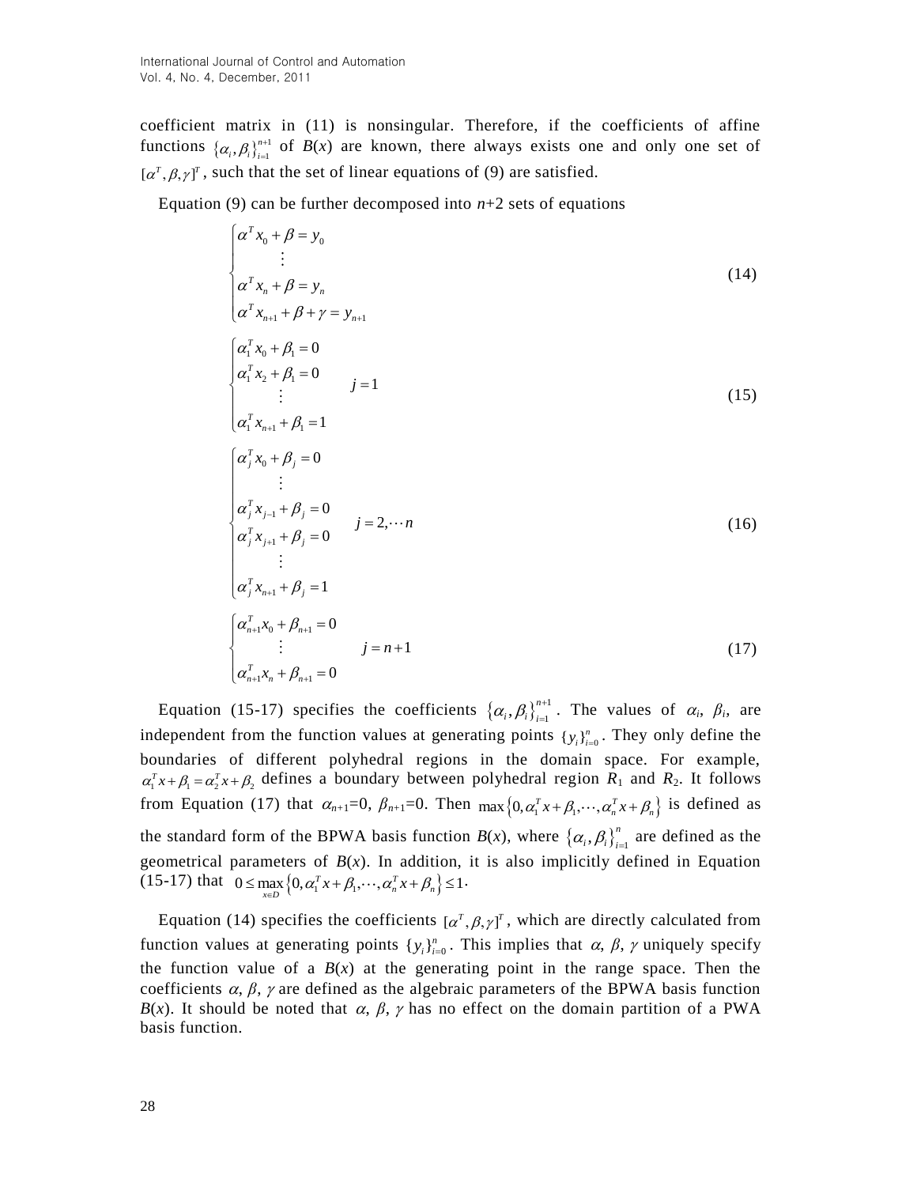coefficient matrix in (11) is nonsingular. Therefore, if the coefficients of affine functions $\{\alpha_i, \beta_i\}_{i=1}^{n+1}$ of $B(x)$ are known, there always exists one and only one set of $[\alpha^T, \beta, \gamma]^T$, such that the set of linear equations of (9) are satisfied.

Equation (9) can be further decomposed into $n$+2 sets of equations

$$
\begin{cases}
\alpha^T x_0 + \beta = y_0 \\
\quad \vdots \\
\alpha^T x_n + \beta = y_n \\
\alpha^T x_{n+1} + \beta + \gamma = y_{n+1}
\end{cases}
\tag{14}
$$

$$
\begin{cases}
\alpha_1^T x_0 + \beta_1 = 0 \\
\alpha_1^T x_2 + \beta_1 = 0 \\
\quad \vdots \\
\alpha_1^T x_{n+1} + \beta_1 = 1
\end{cases}
\quad j = 1
\tag{15}
$$

$$
\begin{cases}
\alpha_j^T x_0 + \beta_j = 0 \\
\quad \vdots \\
\alpha_j^T x_{j-1} + \beta_j = 0 \\
\alpha_j^T x_{j+1} + \beta_j = 0 \\
\quad \vdots \\
\alpha_j^T x_{n+1} + \beta_j = 1
\end{cases}
\quad j = 2, \cdots n
\tag{16}
$$

$$
\begin{cases}
\alpha_{n+1}^T x_0 + \beta_{n+1} = 0 \\
\quad \vdots \\
\alpha_{n+1}^T x_n + \beta_{n+1} = 0
\end{cases}
\quad j = n+1
\tag{17}
$$

Equation (15-17) specifies the coefficients $\{\alpha_i, \beta_i\}_{i=1}^{n+1}$. The values of $\alpha_i$, $\beta_i$, are independent from the function values at generating points $\{y_i\}_{i=0}^{n}$. They only define the boundaries of different polyhedral regions in the domain space. For example, $\alpha_1^T x + \beta_1 = \alpha_2^T x + \beta_2$ defines a boundary between polyhedral region $R_1$ and $R_2$. It follows from Equation (17) that $\alpha_{n+1}$=0, $\beta_{n+1}$=0. Then $\max\{0, \alpha_1^T x + \beta_1, \cdots, \alpha_n^T x + \beta_n\}$ is defined as the standard form of the BPWA basis function $B(x)$, where $\{\alpha_i, \beta_i\}_{i=1}^{n}$ are defined as the geometrical parameters of $B(x)$. In addition, it is also implicitly defined in Equation (15-17) that $0 \le \max_{x \in D}\{0, \alpha_1^T x + \beta_1, \cdots, \alpha_n^T x + \beta_n\} \le 1$.

Equation (14) specifies the coefficients $[\alpha^T, \beta, \gamma]^T$, which are directly calculated from function values at generating points $\{y_i\}_{i=0}^{n}$. This implies that $\alpha$, $\beta$, $\gamma$ uniquely specify the function value of a $B(x)$ at the generating point in the range space. Then the coefficients $\alpha$, $\beta$, $\gamma$ are defined as the algebraic parameters of the BPWA basis function $B(x)$. It should be noted that $\alpha$, $\beta$, $\gamma$ has no effect on the domain partition of a PWA basis function.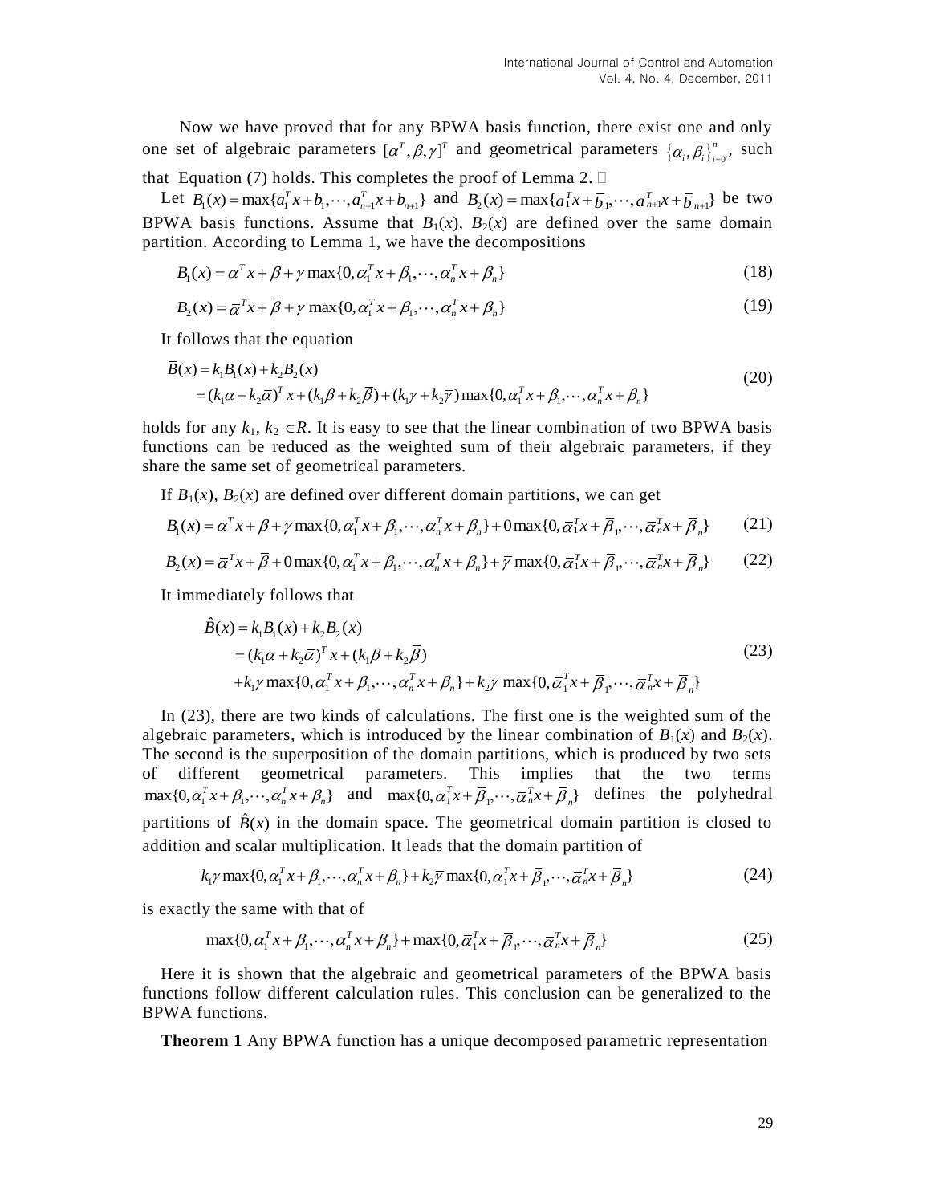Now we have proved that for any BPWA basis function, there exist one and only one set of algebraic parameters $[\alpha^T, \beta, \gamma]^T$ and geometrical parameters $\{\alpha_i, \beta_i\}_{i=0}^n$, such that Equation (7) holds. This completes the proof of Lemma 2. □

Let $B_1(x) = \max\{a_1^T x + b_1, \cdots, a_{n+1}^T x + b_{n+1}\}$ and $B_2(x) = \max\{\bar{a}_1^T x + \bar{b}_1, \cdots, \bar{a}_{n+1}^T x + \bar{b}_{n+1}\}$ be two BPWA basis functions. Assume that $B_1(x)$, $B_2(x)$ are defined over the same domain partition. According to Lemma 1, we have the decompositions

$$B_1(x) = \alpha^T x + \beta + \gamma \max\{0, \alpha_1^T x + \beta_1, \cdots, \alpha_n^T x + \beta_n\} \tag{18}$$

$$B_2(x) = \bar{\alpha}^T x + \bar{\beta} + \bar{\gamma} \max\{0, \alpha_1^T x + \beta_1, \cdots, \alpha_n^T x + \beta_n\} \tag{19}$$

It follows that the equation

$$\begin{aligned} \bar{B}(x) &= k_1 B_1(x) + k_2 B_2(x) \\ &= (k_1 \alpha + k_2 \bar{\alpha})^T x + (k_1 \beta + k_2 \bar{\beta}) + (k_1 \gamma + k_2 \bar{\gamma}) \max\{0, \alpha_1^T x + \beta_1, \cdots, \alpha_n^T x + \beta_n\} \end{aligned} \tag{20}$$

holds for any $k_1$, $k_2 \in R$. It is easy to see that the linear combination of two BPWA basis functions can be reduced as the weighted sum of their algebraic parameters, if they share the same set of geometrical parameters.

If $B_1(x)$, $B_2(x)$ are defined over different domain partitions, we can get

$$B_1(x) = \alpha^T x + \beta + \gamma \max\{0, \alpha_1^T x + \beta_1, \cdots, \alpha_n^T x + \beta_n\} + 0 \max\{0, \bar{\alpha}_1^T x + \bar{\beta}_1, \cdots, \bar{\alpha}_n^T x + \bar{\beta}_n\} \tag{21}$$

$$B_2(x) = \bar{\alpha}^T x + \bar{\beta} + 0 \max\{0, \alpha_1^T x + \beta_1, \cdots, \alpha_n^T x + \beta_n\} + \bar{\gamma} \max\{0, \bar{\alpha}_1^T x + \bar{\beta}_1, \cdots, \bar{\alpha}_n^T x + \bar{\beta}_n\} \tag{22}$$

It immediately follows that

$$\begin{aligned} \hat{B}(x) &= k_1 B_1(x) + k_2 B_2(x) \\ &= (k_1 \alpha + k_2 \bar{\alpha})^T x + (k_1 \beta + k_2 \bar{\beta}) \\ &\quad + k_1 \gamma \max\{0, \alpha_1^T x + \beta_1, \cdots, \alpha_n^T x + \beta_n\} + k_2 \bar{\gamma} \max\{0, \bar{\alpha}_1^T x + \bar{\beta}_1, \cdots, \bar{\alpha}_n^T x + \bar{\beta}_n\} \end{aligned} \tag{23}$$

In (23), there are two kinds of calculations. The first one is the weighted sum of the algebraic parameters, which is introduced by the linear combination of $B_1(x)$ and $B_2(x)$. The second is the superposition of the domain partitions, which is produced by two sets of different geometrical parameters. This implies that the two terms $\max\{0, \alpha_1^T x + \beta_1, \cdots, \alpha_n^T x + \beta_n\}$ and $\max\{0, \bar{\alpha}_1^T x + \bar{\beta}_1, \cdots, \bar{\alpha}_n^T x + \bar{\beta}_n\}$ defines the polyhedral partitions of $\hat{B}(x)$ in the domain space. The geometrical domain partition is closed to addition and scalar multiplication. It leads that the domain partition of

$$k_1 \gamma \max\{0, \alpha_1^T x + \beta_1, \cdots, \alpha_n^T x + \beta_n\} + k_2 \bar{\gamma} \max\{0, \bar{\alpha}_1^T x + \bar{\beta}_1, \cdots, \bar{\alpha}_n^T x + \bar{\beta}_n\} \tag{24}$$

is exactly the same with that of

$$\max\{0, \alpha_1^T x + \beta_1, \cdots, \alpha_n^T x + \beta_n\} + \max\{0, \bar{\alpha}_1^T x + \bar{\beta}_1, \cdots, \bar{\alpha}_n^T x + \bar{\beta}_n\} \tag{25}$$

Here it is shown that the algebraic and geometrical parameters of the BPWA basis functions follow different calculation rules. This conclusion can be generalized to the BPWA functions.

**Theorem 1** Any BPWA function has a unique decomposed parametric representation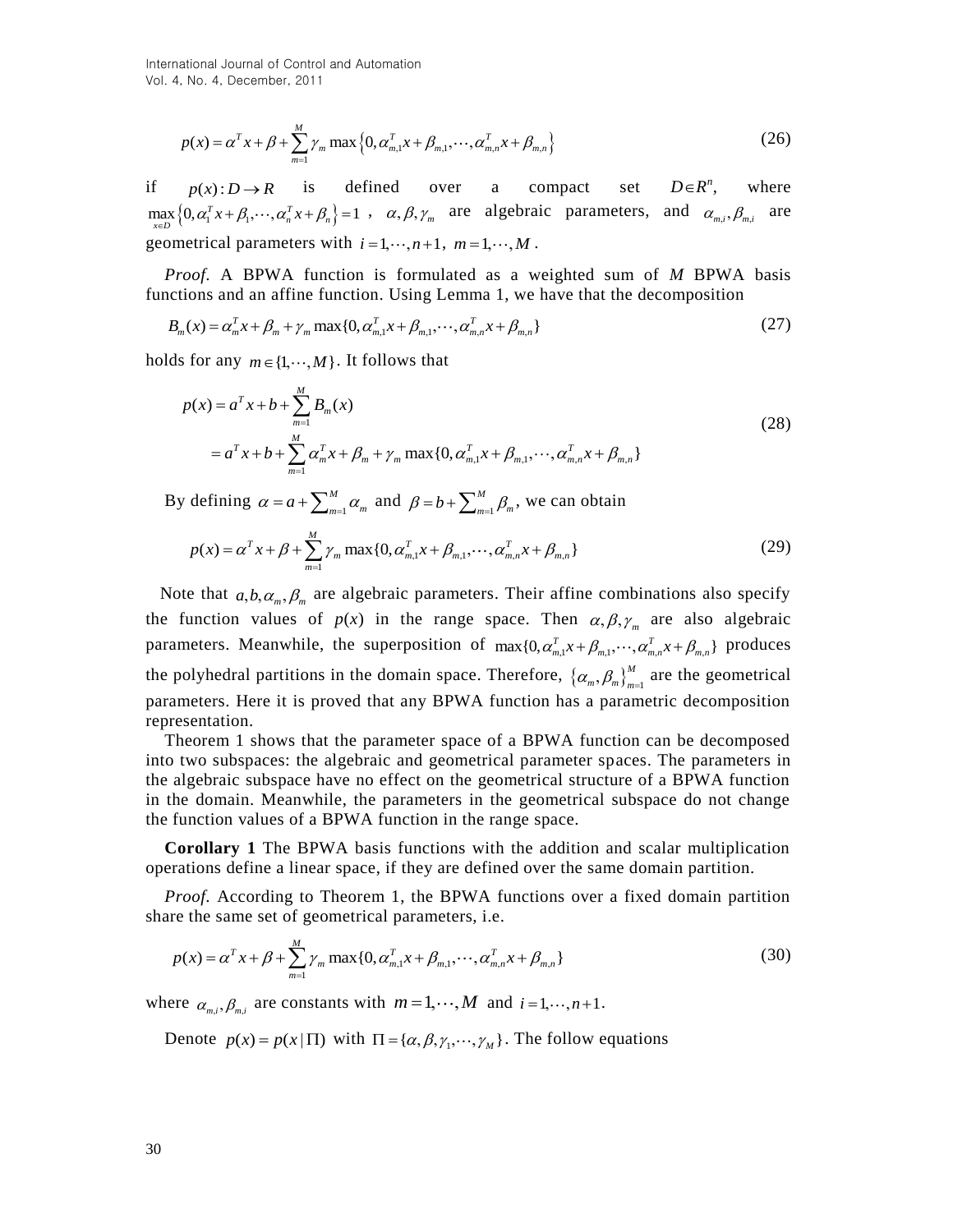$$p(x) = \alpha^T x + \beta + \sum_{m=1}^{M} \gamma_m \max\left\{0, \alpha_{m,1}^T x + \beta_{m,1}, \cdots, \alpha_{m,n}^T x + \beta_{m,n}\right\} \tag{26}$$

if $p(x): D \to R$ is defined over a compact set $D \in R^n$, where $\max_{x \in D}\left\{0, \alpha_1^T x + \beta_1, \cdots, \alpha_n^T x + \beta_n\right\} = 1$, $\alpha, \beta, \gamma_m$ are algebraic parameters, and $\alpha_{m,i}, \beta_{m,i}$ are geometrical parameters with $i = 1, \cdots, n+1$, $m = 1, \cdots, M$.

*Proof.* A BPWA function is formulated as a weighted sum of $M$ BPWA basis functions and an affine function. Using Lemma 1, we have that the decomposition

$$B_m(x) = \alpha_m^T x + \beta_m + \gamma_m \max\{0, \alpha_{m,1}^T x + \beta_{m,1}, \cdots, \alpha_{m,n}^T x + \beta_{m,n}\} \tag{27}$$

holds for any $m \in \{1, \cdots, M\}$. It follows that

$$\begin{aligned} p(x) &= a^T x + b + \sum_{m=1}^{M} B_m(x) \\ &= a^T x + b + \sum_{m=1}^{M} \alpha_m^T x + \beta_m + \gamma_m \max\{0, \alpha_{m,1}^T x + \beta_{m,1}, \cdots, \alpha_{m,n}^T x + \beta_{m,n}\} \end{aligned} \tag{28}$$

By defining $\alpha = a + \sum_{m=1}^{M} \alpha_m$ and $\beta = b + \sum_{m=1}^{M} \beta_m$, we can obtain

$$p(x) = \alpha^T x + \beta + \sum_{m=1}^{M} \gamma_m \max\{0, \alpha_{m,1}^T x + \beta_{m,1}, \cdots, \alpha_{m,n}^T x + \beta_{m,n}\} \tag{29}$$

Note that $a, b, \alpha_m, \beta_m$ are algebraic parameters. Their affine combinations also specify the function values of $p(x)$ in the range space. Then $\alpha, \beta, \gamma_m$ are also algebraic parameters. Meanwhile, the superposition of $\max\{0, \alpha_{m,1}^T x + \beta_{m,1}, \cdots, \alpha_{m,n}^T x + \beta_{m,n}\}$ produces the polyhedral partitions in the domain space. Therefore, $\{\alpha_m, \beta_m\}_{m=1}^{M}$ are the geometrical parameters. Here it is proved that any BPWA function has a parametric decomposition representation.

Theorem 1 shows that the parameter space of a BPWA function can be decomposed into two subspaces: the algebraic and geometrical parameter spaces. The parameters in the algebraic subspace have no effect on the geometrical structure of a BPWA function in the domain. Meanwhile, the parameters in the geometrical subspace do not change the function values of a BPWA function in the range space.

**Corollary 1** The BPWA basis functions with the addition and scalar multiplication operations define a linear space, if they are defined over the same domain partition.

*Proof.* According to Theorem 1, the BPWA functions over a fixed domain partition share the same set of geometrical parameters, i.e.

$$p(x) = \alpha^T x + \beta + \sum_{m=1}^{M} \gamma_m \max\{0, \alpha_{m,1}^T x + \beta_{m,1}, \cdots, \alpha_{m,n}^T x + \beta_{m,n}\} \tag{30}$$

where $\alpha_{m,i}, \beta_{m,i}$ are constants with $m = 1, \cdots, M$ and $i = 1, \cdots, n+1$.

Denote $p(x) = p(x \mid \Pi)$ with $\Pi = \{\alpha, \beta, \gamma_1, \cdots, \gamma_M\}$. The follow equations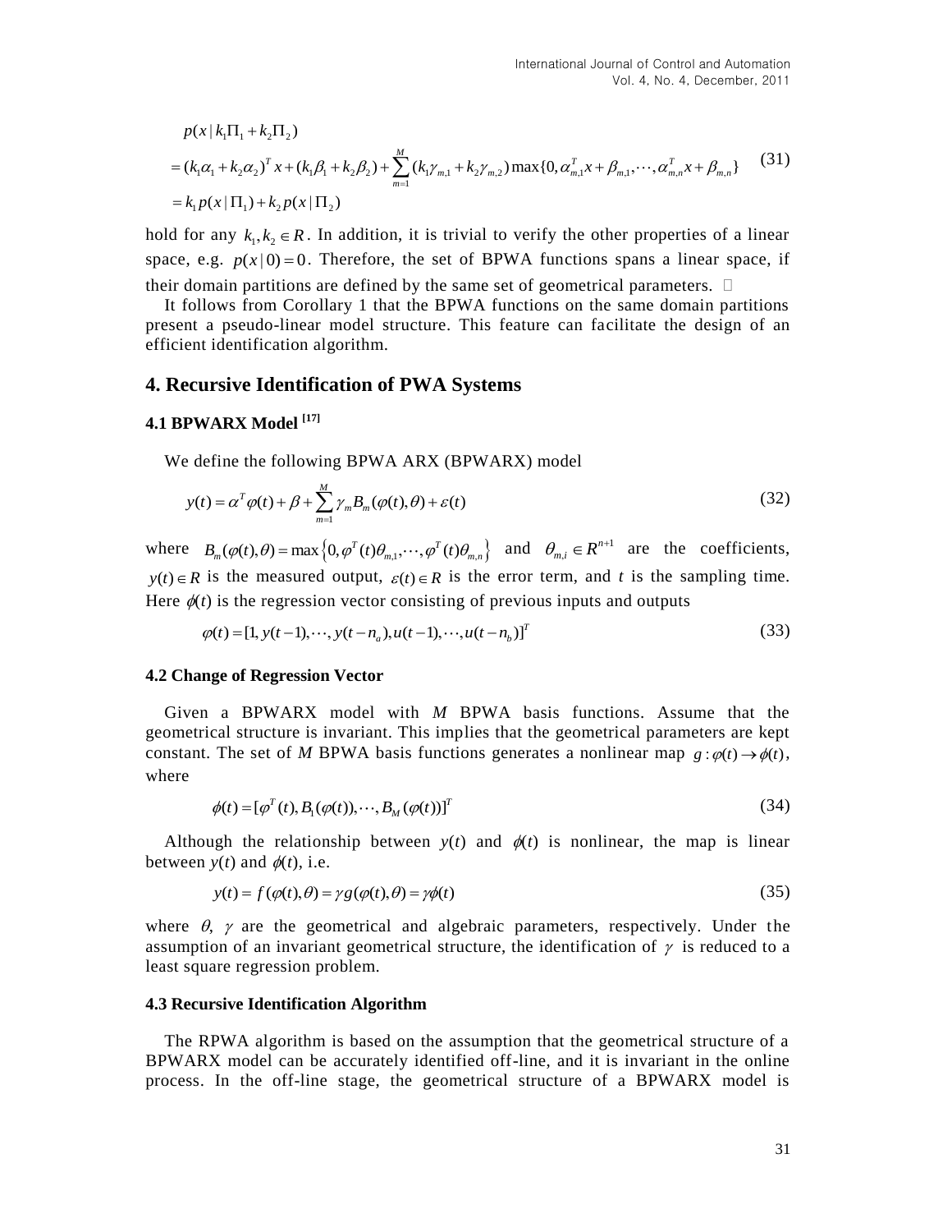$$
\begin{aligned}
& p(x \mid k_1\Pi_1 + k_2\Pi_2) \\
&= (k_1\alpha_1 + k_2\alpha_2)^T x + (k_1\beta_1 + k_2\beta_2) + \sum_{m=1}^{M} (k_1\gamma_{m,1} + k_2\gamma_{m,2}) \max\{0, \alpha_{m,1}^T x + \beta_{m,1}, \cdots, \alpha_{m,n}^T x + \beta_{m,n}\} \\
&= k_1 p(x \mid \Pi_1) + k_2 p(x \mid \Pi_2)
\end{aligned}
\tag{31}
$$

hold for any $k_1, k_2 \in R$. In addition, it is trivial to verify the other properties of a linear space, e.g. $p(x \mid 0) = 0$. Therefore, the set of BPWA functions spans a linear space, if their domain partitions are defined by the same set of geometrical parameters. □

It follows from Corollary 1 that the BPWA functions on the same domain partitions present a pseudo-linear model structure. This feature can facilitate the design of an efficient identification algorithm.

## 4. Recursive Identification of PWA Systems

### 4.1 BPWARX Model [17]

We define the following BPWA ARX (BPWARX) model

$$
y(t) = \alpha^T \varphi(t) + \beta + \sum_{m=1}^{M} \gamma_m B_m(\varphi(t), \theta) + \varepsilon(t) \tag{32}
$$

where $B_m(\varphi(t), \theta) = \max\left\{0, \varphi^T(t)\theta_{m,1}, \cdots, \varphi^T(t)\theta_{m,n}\right\}$ and $\theta_{m,i} \in R^{n+1}$ are the coefficients, $y(t) \in R$ is the measured output, $\varepsilon(t) \in R$ is the error term, and $t$ is the sampling time. Here $\phi(t)$ is the regression vector consisting of previous inputs and outputs

$$
\varphi(t) = [1, y(t-1), \cdots, y(t-n_a), u(t-1), \cdots, u(t-n_b)]^T \tag{33}
$$

### 4.2 Change of Regression Vector

Given a BPWARX model with $M$ BPWA basis functions. Assume that the geometrical structure is invariant. This implies that the geometrical parameters are kept constant. The set of $M$ BPWA basis functions generates a nonlinear map $g : \varphi(t) \rightarrow \phi(t)$, where

$$
\phi(t) = [\varphi^T(t), B_1(\varphi(t)), \cdots, B_M(\varphi(t))]^T \tag{34}
$$

Although the relationship between $y(t)$ and $\phi(t)$ is nonlinear, the map is linear between $y(t)$ and $\phi(t)$, i.e.

$$
y(t) = f(\varphi(t), \theta) = \gamma g(\varphi(t), \theta) = \gamma \phi(t) \tag{35}
$$

where $\theta$, $\gamma$ are the geometrical and algebraic parameters, respectively. Under the assumption of an invariant geometrical structure, the identification of $\gamma$ is reduced to a least square regression problem.

### 4.3 Recursive Identification Algorithm

The RPWA algorithm is based on the assumption that the geometrical structure of a BPWARX model can be accurately identified off-line, and it is invariant in the online process. In the off-line stage, the geometrical structure of a BPWARX model is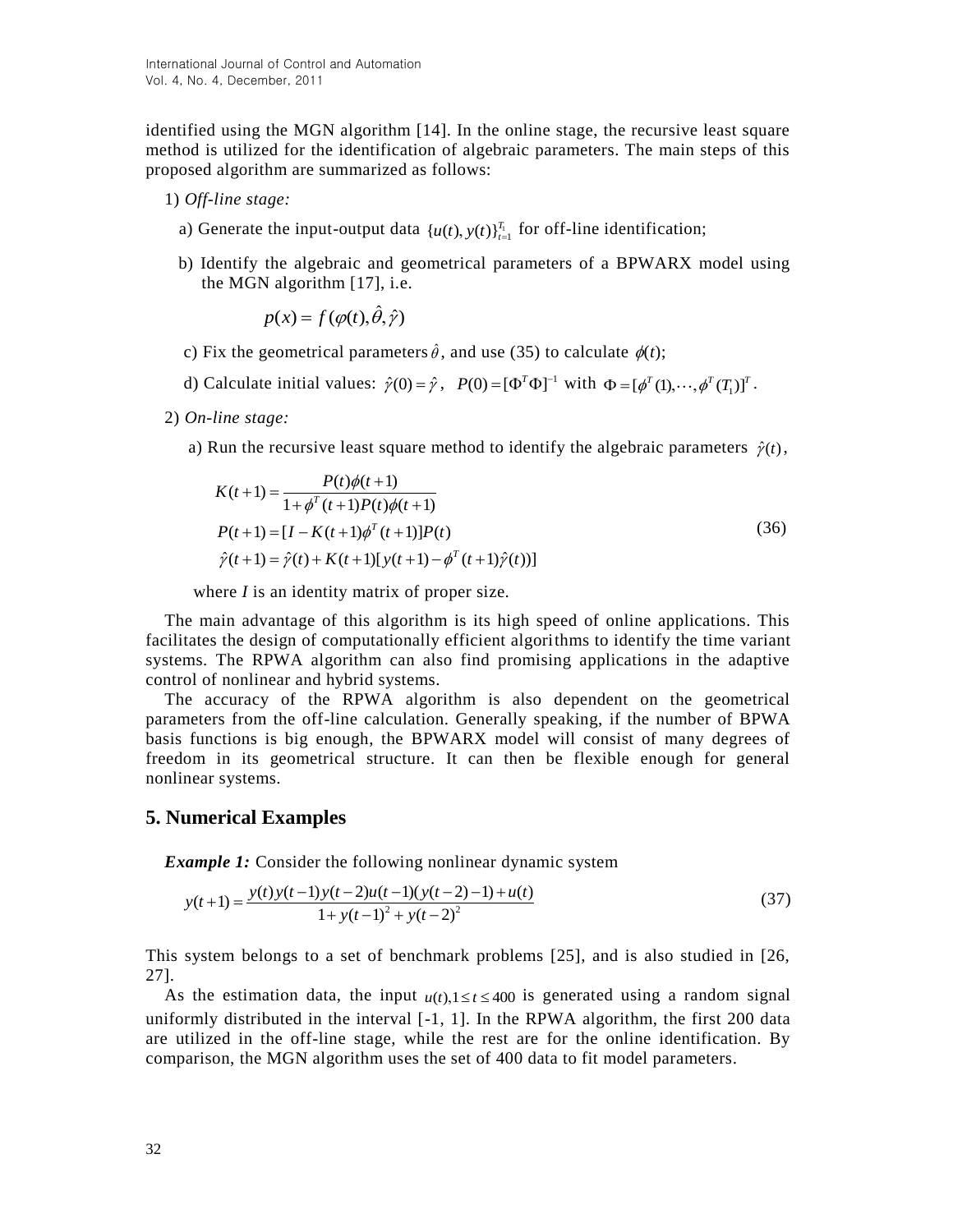identified using the MGN algorithm [14]. In the online stage, the recursive least square method is utilized for the identification of algebraic parameters. The main steps of this proposed algorithm are summarized as follows:

1) *Off-line stage:*

   a) Generate the input-output data $\{u(t), y(t)\}_{t=1}^{T_1}$ for off-line identification;

   b) Identify the algebraic and geometrical parameters of a BPWARX model using the MGN algorithm [17], i.e.

   $$p(x) = f(\varphi(t), \hat{\theta}, \hat{\gamma})$$

   c) Fix the geometrical parameters $\hat{\theta}$, and use (35) to calculate $\phi(t)$;

   d) Calculate initial values: $\hat{\gamma}(0) = \hat{\gamma}$, $P(0) = [\Phi^T \Phi]^{-1}$ with $\Phi = [\phi^T(1), \cdots, \phi^T(T_1)]^T$.

2) *On-line stage:*

   a) Run the recursive least square method to identify the algebraic parameters $\hat{\gamma}(t)$,

$$\begin{aligned} K(t+1) &= \frac{P(t)\phi(t+1)}{1+\phi^T(t+1)P(t)\phi(t+1)} \\ P(t+1) &= [I - K(t+1)\phi^T(t+1)]P(t) \\ \hat{\gamma}(t+1) &= \hat{\gamma}(t) + K(t+1)[y(t+1) - \phi^T(t+1)\hat{\gamma}(t))] \end{aligned} \tag{36}$$

   where $I$ is an identity matrix of proper size.

The main advantage of this algorithm is its high speed of online applications. This facilitates the design of computationally efficient algorithms to identify the time variant systems. The RPWA algorithm can also find promising applications in the adaptive control of nonlinear and hybrid systems.

The accuracy of the RPWA algorithm is also dependent on the geometrical parameters from the off-line calculation. Generally speaking, if the number of BPWA basis functions is big enough, the BPWARX model will consist of many degrees of freedom in its geometrical structure. It can then be flexible enough for general nonlinear systems.

## 5. Numerical Examples

***Example 1:*** Consider the following nonlinear dynamic system

$$y(t+1) = \frac{y(t)y(t-1)y(t-2)u(t-1)(y(t-2)-1)+u(t)}{1+y(t-1)^2+y(t-2)^2} \tag{37}$$

This system belongs to a set of benchmark problems [25], and is also studied in [26, 27].

As the estimation data, the input $u(t), 1 \le t \le 400$ is generated using a random signal uniformly distributed in the interval [-1, 1]. In the RPWA algorithm, the first 200 data are utilized in the off-line stage, while the rest are for the online identification. By comparison, the MGN algorithm uses the set of 400 data to fit model parameters.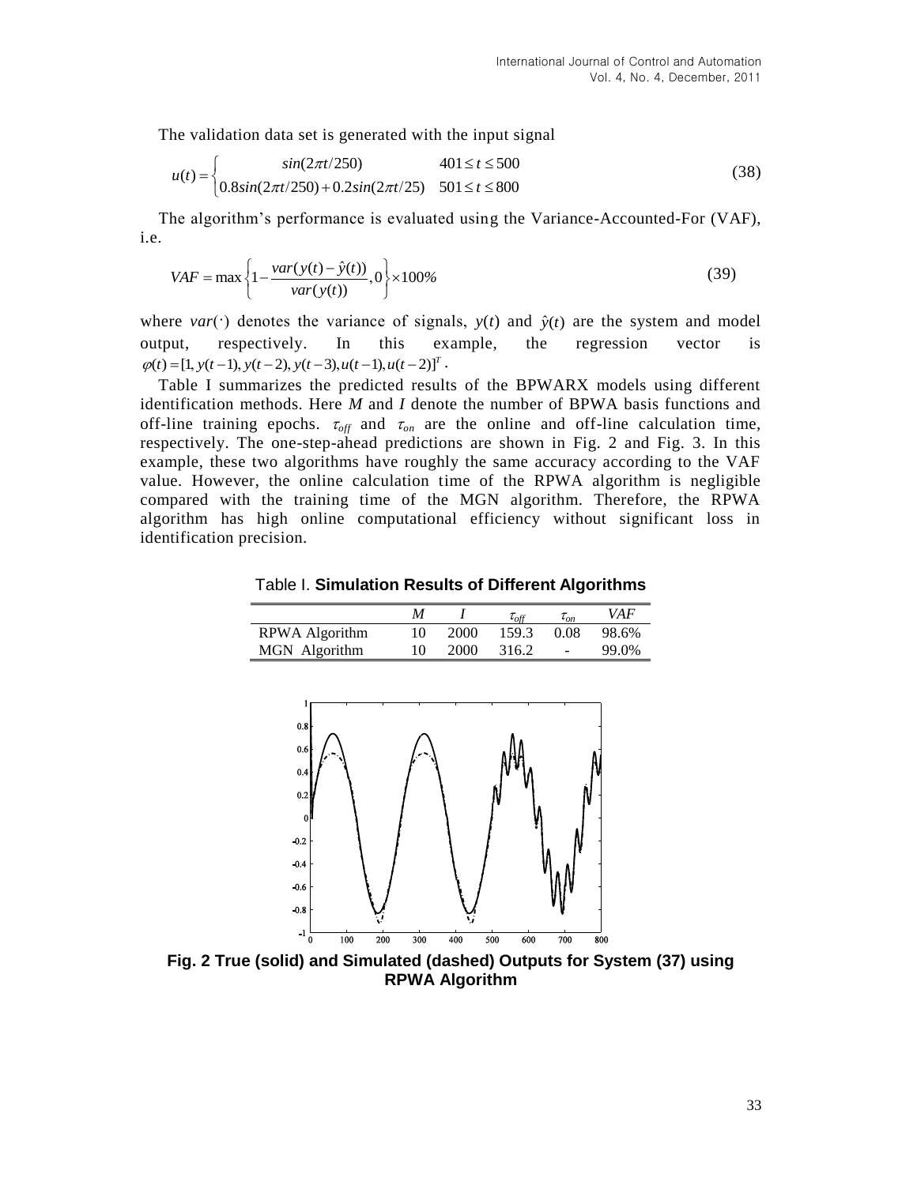The validation data set is generated with the input signal

$$u(t) = \begin{cases} sin(2\pi t/250) & 401 \le t \le 500 \\ 0.8sin(2\pi t/250) + 0.2sin(2\pi t/25) & 501 \le t \le 800 \end{cases} \tag{38}$$

The algorithm's performance is evaluated using the Variance-Accounted-For (VAF), i.e.

$$VAF = \max\left\{1 - \frac{var(y(t) - \hat{y}(t))}{var(y(t))}, 0\right\} \times 100\% \tag{39}$$

where $var(\cdot)$ denotes the variance of signals, $y(t)$ and $\hat{y}(t)$ are the system and model output, respectively. In this example, the regression vector is $\varphi(t) = [1, y(t-1), y(t-2), y(t-3), u(t-1), u(t-2)]^T$.

Table I summarizes the predicted results of the BPWARX models using different identification methods. Here $M$ and $I$ denote the number of BPWA basis functions and off-line training epochs. $\tau_{off}$ and $\tau_{on}$ are the online and off-line calculation time, respectively. The one-step-ahead predictions are shown in Fig. 2 and Fig. 3. In this example, these two algorithms have roughly the same accuracy according to the VAF value. However, the online calculation time of the RPWA algorithm is negligible compared with the training time of the MGN algorithm. Therefore, the RPWA algorithm has high online computational efficiency without significant loss in identification precision.

Table I. **Simulation Results of Different Algorithms**

| | $M$ | $I$ | $\tau_{off}$ | $\tau_{on}$ | $VAF$ |
|---|---|---|---|---|---|
| RPWA Algorithm | 10 | 2000 | 159.3 | 0.08 | 98.6% |
| MGN Algorithm | 10 | 2000 | 316.2 | - | 99.0% |

**Fig. 2 True (solid) and Simulated (dashed) Outputs for System (37) using RPWA Algorithm**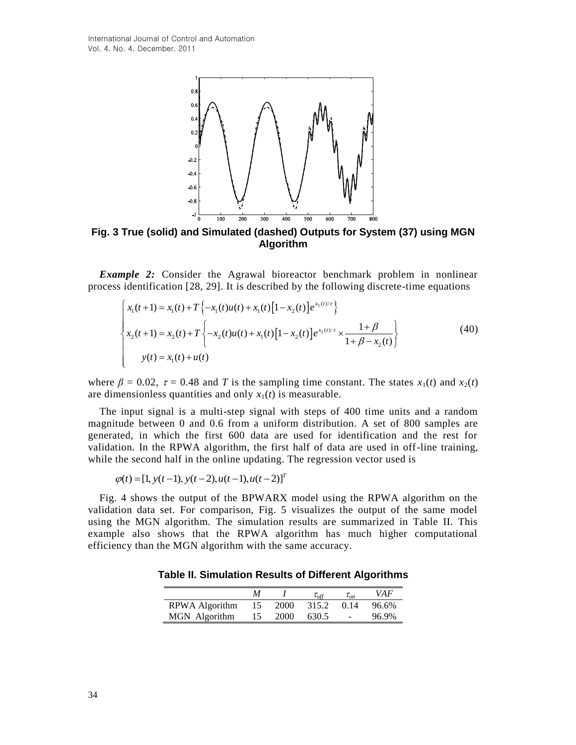Fig. 3 True (solid) and Simulated (dashed) Outputs for System (37) using MGN Algorithm

***Example 2:*** Consider the Agrawal bioreactor benchmark problem in nonlinear process identification [28, 29]. It is described by the following discrete-time equations

$$
\begin{cases}
x_1(t+1) = x_1(t) + T\left\{-x_1(t)u(t) + x_1(t)\left[1-x_2(t)\right]e^{x_2(t)/\tau}\right\} \\
x_2(t+1) = x_2(t) + T\left\{-x_2(t)u(t) + x_1(t)\left[1-x_2(t)\right]e^{x_2(t)/\tau} \times \dfrac{1+\beta}{1+\beta-x_2(t)}\right\} \\
\quad y(t) = x_1(t) + u(t)
\end{cases}
\tag{40}
$$

where $\beta$ = 0.02, $\tau$ = 0.48 and $T$ is the sampling time constant. The states $x_1(t)$ and $x_2(t)$ are dimensionless quantities and only $x_1(t)$ is measurable.

The input signal is a multi-step signal with steps of 400 time units and a random magnitude between 0 and 0.6 from a uniform distribution. A set of 800 samples are generated, in which the first 600 data are used for identification and the rest for validation. In the RPWA algorithm, the first half of data are used in off-line training, while the second half in the online updating. The regression vector used is

$$\varphi(t) = [1, y(t-1), y(t-2), u(t-1), u(t-2)]^T$$

Fig. 4 shows the output of the BPWARX model using the RPWA algorithm on the validation data set. For comparison, Fig. 5 visualizes the output of the same model using the MGN algorithm. The simulation results are summarized in Table II. This example also shows that the RPWA algorithm has much higher computational efficiency than the MGN algorithm with the same accuracy.

**Table II. Simulation Results of Different Algorithms**

| | $M$ | $I$ | $\tau_{off}$ | $\tau_{on}$ | $VAF$ |
|---|---|---|---|---|---|
| RPWA Algorithm | 15 | 2000 | 315.2 | 0.14 | 96.6% |
| MGN Algorithm | 15 | 2000 | 630.5 | - | 96.9% |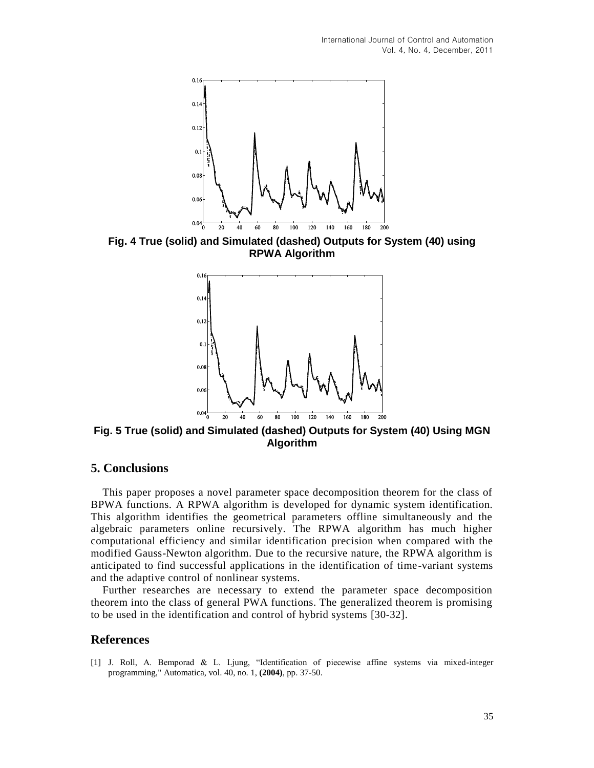**Fig. 4 True (solid) and Simulated (dashed) Outputs for System (40) using RPWA Algorithm**

**Fig. 5 True (solid) and Simulated (dashed) Outputs for System (40) Using MGN Algorithm**

## 5. Conclusions

This paper proposes a novel parameter space decomposition theorem for the class of BPWA functions. A RPWA algorithm is developed for dynamic system identification. This algorithm identifies the geometrical parameters offline simultaneously and the algebraic parameters online recursively. The RPWA algorithm has much higher computational efficiency and similar identification precision when compared with the modified Gauss-Newton algorithm. Due to the recursive nature, the RPWA algorithm is anticipated to find successful applications in the identification of time-variant systems and the adaptive control of nonlinear systems.

Further researches are necessary to extend the parameter space decomposition theorem into the class of general PWA functions. The generalized theorem is promising to be used in the identification and control of hybrid systems [30-32].

## References

[1] J. Roll, A. Bemporad & L. Ljung, "Identification of piecewise affine systems via mixed-integer programming," Automatica, vol. 40, no. 1, **(2004)**, pp. 37-50.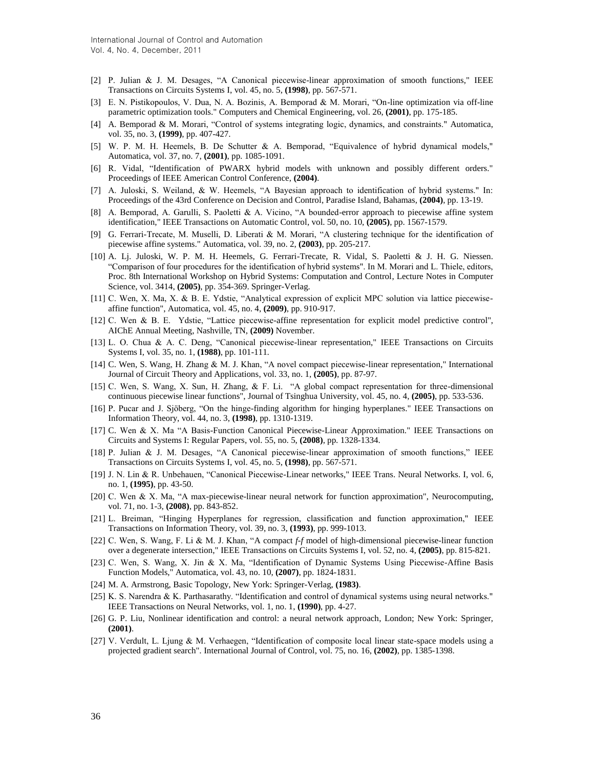[2] P. Julian & J. M. Desages, "A Canonical piecewise-linear approximation of smooth functions," IEEE Transactions on Circuits Systems I, vol. 45, no. 5, **(1998)**, pp. 567-571.

[3] E. N. Pistikopoulos, V. Dua, N. A. Bozinis, A. Bemporad & M. Morari, "On-line optimization via off-line parametric optimization tools." Computers and Chemical Engineering, vol. 26, **(2001)**, pp. 175-185.

[4] A. Bemporad & M. Morari, "Control of systems integrating logic, dynamics, and constraints." Automatica, vol. 35, no. 3, **(1999)**, pp. 407-427.

[5] W. P. M. H. Heemels, B. De Schutter & A. Bemporad, "Equivalence of hybrid dynamical models," Automatica, vol. 37, no. 7, **(2001)**, pp. 1085-1091.

[6] R. Vidal, "Identification of PWARX hybrid models with unknown and possibly different orders." Proceedings of IEEE American Control Conference, **(2004)**.

[7] A. Juloski, S. Weiland, & W. Heemels, "A Bayesian approach to identification of hybrid systems." In: Proceedings of the 43rd Conference on Decision and Control, Paradise Island, Bahamas, **(2004)**, pp. 13-19.

[8] A. Bemporad, A. Garulli, S. Paoletti & A. Vicino, "A bounded-error approach to piecewise affine system identification," IEEE Transactions on Automatic Control, vol. 50, no. 10, **(2005)**, pp. 1567-1579.

[9] G. Ferrari-Trecate, M. Muselli, D. Liberati & M. Morari, "A clustering technique for the identification of piecewise affine systems." Automatica, vol. 39, no. 2, **(2003)**, pp. 205-217.

[10] A. Lj. Juloski, W. P. M. H. Heemels, G. Ferrari-Trecate, R. Vidal, S. Paoletti & J. H. G. Niessen. "Comparison of four procedures for the identification of hybrid systems". In M. Morari and L. Thiele, editors, Proc. 8th International Workshop on Hybrid Systems: Computation and Control, Lecture Notes in Computer Science, vol. 3414, **(2005)**, pp. 354-369. Springer-Verlag.

[11] C. Wen, X. Ma, X. & B. E. Ydstie, "Analytical expression of explicit MPC solution via lattice piecewise-affine function", Automatica, vol. 45, no. 4, **(2009)**, pp. 910-917.

[12] C. Wen & B. E. Ydstie, "Lattice piecewise-affine representation for explicit model predictive control", AIChE Annual Meeting, Nashville, TN, **(2009)** November.

[13] L. O. Chua & A. C. Deng, "Canonical piecewise-linear representation," IEEE Transactions on Circuits Systems I, vol. 35, no. 1, **(1988)**, pp. 101-111.

[14] C. Wen, S. Wang, H. Zhang & M. J. Khan, "A novel compact piecewise-linear representation," International Journal of Circuit Theory and Applications, vol. 33, no. 1, **(2005)**, pp. 87-97.

[15] C. Wen, S. Wang, X. Sun, H. Zhang, & F. Li. "A global compact representation for three-dimensional continuous piecewise linear functions", Journal of Tsinghua University, vol. 45, no. 4, **(2005)**, pp. 533-536.

[16] P. Pucar and J. Sjöberg, "On the hinge-finding algorithm for hinging hyperplanes." IEEE Transactions on Information Theory, vol. 44, no. 3, **(1998)**, pp. 1310-1319.

[17] C. Wen & X. Ma "A Basis-Function Canonical Piecewise-Linear Approximation." IEEE Transactions on Circuits and Systems I: Regular Papers, vol. 55, no. 5, **(2008)**, pp. 1328-1334.

[18] P. Julian & J. M. Desages, "A Canonical piecewise-linear approximation of smooth functions," IEEE Transactions on Circuits Systems I, vol. 45, no. 5, **(1998)**, pp. 567-571.

[19] J. N. Lin & R. Unbehauen, "Canonical Piecewise-Linear networks," IEEE Trans. Neural Networks. I, vol. 6, no. 1, **(1995)**, pp. 43-50.

[20] C. Wen & X. Ma, "A max-piecewise-linear neural network for function approximation", Neurocomputing, vol. 71, no. 1-3, **(2008)**, pp. 843-852.

[21] L. Breiman, "Hinging Hyperplanes for regression, classification and function approximation," IEEE Transactions on Information Theory, vol. 39, no. 3, **(1993)**, pp. 999-1013.

[22] C. Wen, S. Wang, F. Li & M. J. Khan, "A compact *f-f* model of high-dimensional piecewise-linear function over a degenerate intersection," IEEE Transactions on Circuits Systems I, vol. 52, no. 4, **(2005)**, pp. 815-821.

[23] C. Wen, S. Wang, X. Jin & X. Ma, "Identification of Dynamic Systems Using Piecewise-Affine Basis Function Models," Automatica, vol. 43, no. 10, **(2007)**, pp. 1824-1831.

[24] M. A. Armstrong, Basic Topology, New York: Springer-Verlag, **(1983)**.

[25] K. S. Narendra & K. Parthasarathy. "Identification and control of dynamical systems using neural networks." IEEE Transactions on Neural Networks, vol. 1, no. 1, **(1990)**, pp. 4-27.

[26] G. P. Liu, Nonlinear identification and control: a neural network approach, London; New York: Springer, **(2001)**.

[27] V. Verdult, L. Ljung & M. Verhaegen, "Identification of composite local linear state-space models using a projected gradient search". International Journal of Control, vol. 75, no. 16, **(2002)**, pp. 1385-1398.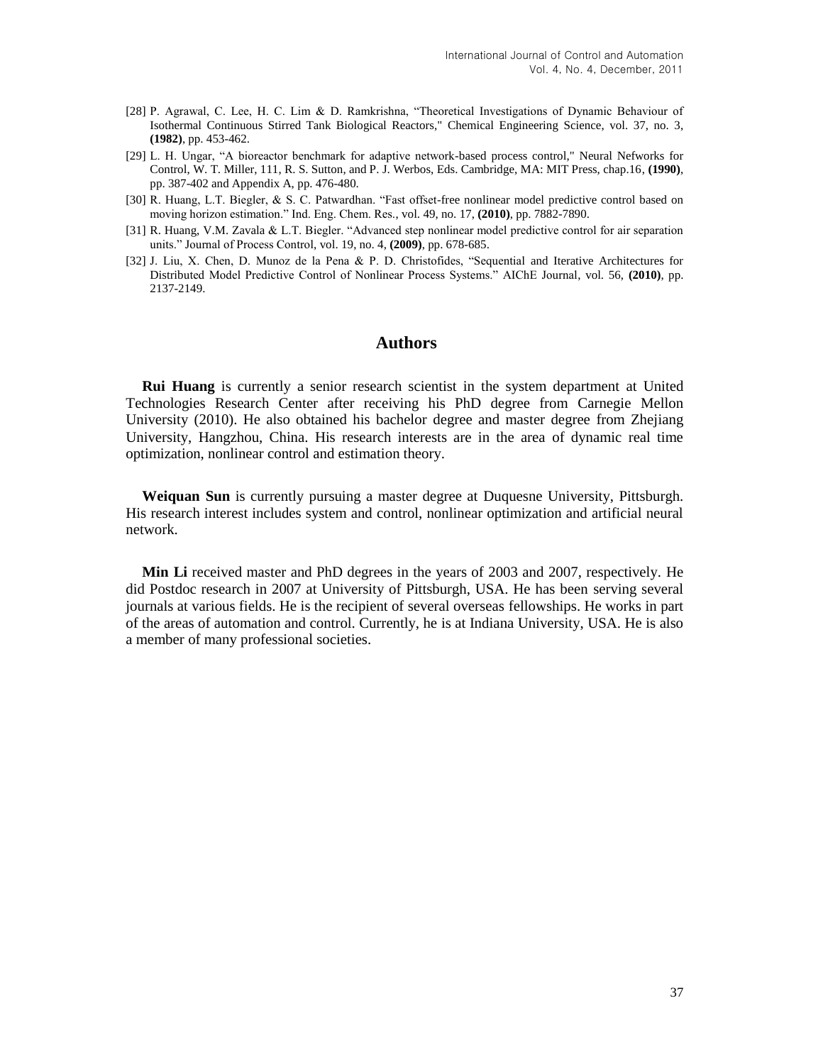[28] P. Agrawal, C. Lee, H. C. Lim & D. Ramkrishna, "Theoretical Investigations of Dynamic Behaviour of Isothermal Continuous Stirred Tank Biological Reactors," Chemical Engineering Science, vol. 37, no. 3, **(1982)**, pp. 453-462.

[29] L. H. Ungar, "A bioreactor benchmark for adaptive network-based process control," Neural Nefworks for Control, W. T. Miller, 111, R. S. Sutton, and P. J. Werbos, Eds. Cambridge, MA: MIT Press, chap.16, **(1990)**, pp. 387-402 and Appendix A, pp. 476-480.

[30] R. Huang, L.T. Biegler, & S. C. Patwardhan. "Fast offset-free nonlinear model predictive control based on moving horizon estimation." Ind. Eng. Chem. Res., vol. 49, no. 17, **(2010)**, pp. 7882-7890.

[31] R. Huang, V.M. Zavala & L.T. Biegler. "Advanced step nonlinear model predictive control for air separation units." Journal of Process Control, vol. 19, no. 4, **(2009)**, pp. 678-685.

[32] J. Liu, X. Chen, D. Munoz de la Pena & P. D. Christofides, "Sequential and Iterative Architectures for Distributed Model Predictive Control of Nonlinear Process Systems." AIChE Journal, vol. 56, **(2010)**, pp. 2137-2149.

## Authors

**Rui Huang** is currently a senior research scientist in the system department at United Technologies Research Center after receiving his PhD degree from Carnegie Mellon University (2010). He also obtained his bachelor degree and master degree from Zhejiang University, Hangzhou, China. His research interests are in the area of dynamic real time optimization, nonlinear control and estimation theory.

**Weiquan Sun** is currently pursuing a master degree at Duquesne University, Pittsburgh. His research interest includes system and control, nonlinear optimization and artificial neural network.

**Min Li** received master and PhD degrees in the years of 2003 and 2007, respectively. He did Postdoc research in 2007 at University of Pittsburgh, USA. He has been serving several journals at various fields. He is the recipient of several overseas fellowships. He works in part of the areas of automation and control. Currently, he is at Indiana University, USA. He is also a member of many professional societies.